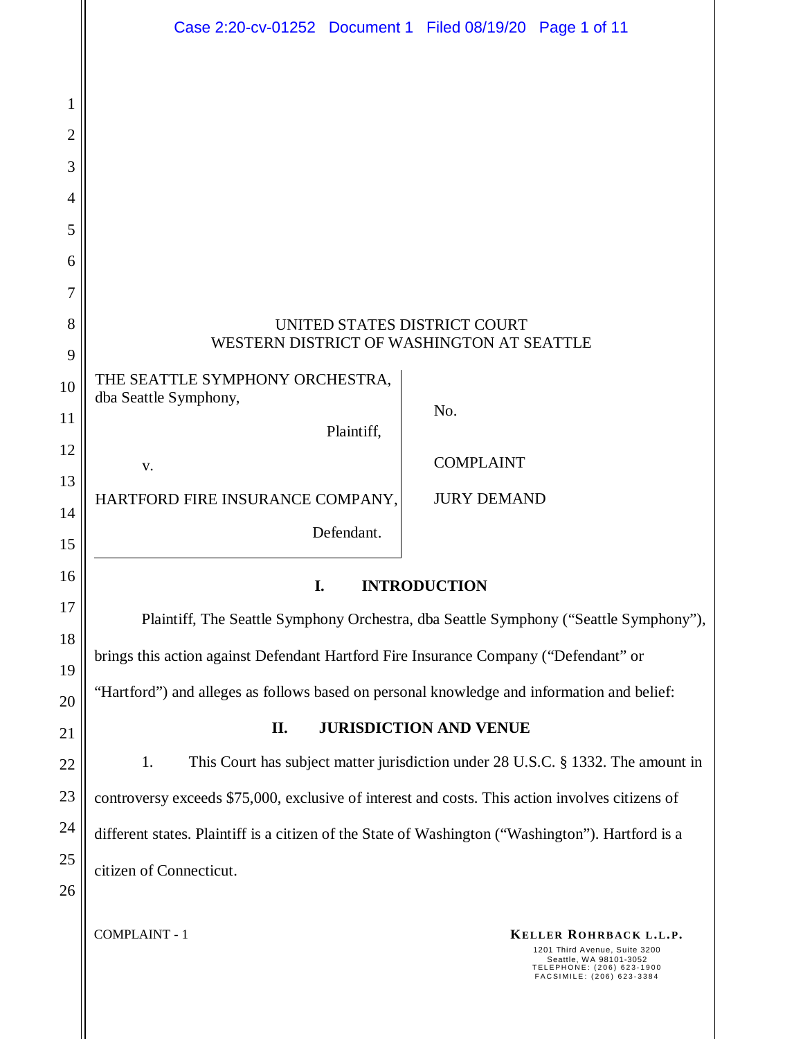UNITED STATES DISTRICT COURT
WESTERN DISTRICT OF WASHINGTON AT SEATTLE

| | |
|---|---|
| THE SEATTLE SYMPHONY ORCHESTRA, dba Seattle Symphony,<br><br>Plaintiff,<br><br>v.<br><br>HARTFORD FIRE INSURANCE COMPANY,<br><br>Defendant. | No.<br><br>COMPLAINT<br><br>JURY DEMAND |

## I. INTRODUCTION

Plaintiff, The Seattle Symphony Orchestra, dba Seattle Symphony ("Seattle Symphony"), brings this action against Defendant Hartford Fire Insurance Company ("Defendant" or "Hartford") and alleges as follows based on personal knowledge and information and belief:

## II. JURISDICTION AND VENUE

1. This Court has subject matter jurisdiction under 28 U.S.C. § 1332. The amount in controversy exceeds $75,000, exclusive of interest and costs. This action involves citizens of different states. Plaintiff is a citizen of the State of Washington ("Washington"). Hartford is a citizen of Connecticut.

COMPLAINT - 1

**KELLER ROHRBACK L.L.P.**
1201 Third Avenue, Suite 3200
Seattle, WA 98101-3052
TELEPHONE: (206) 623-1900
FACSIMILE: (206) 623-3384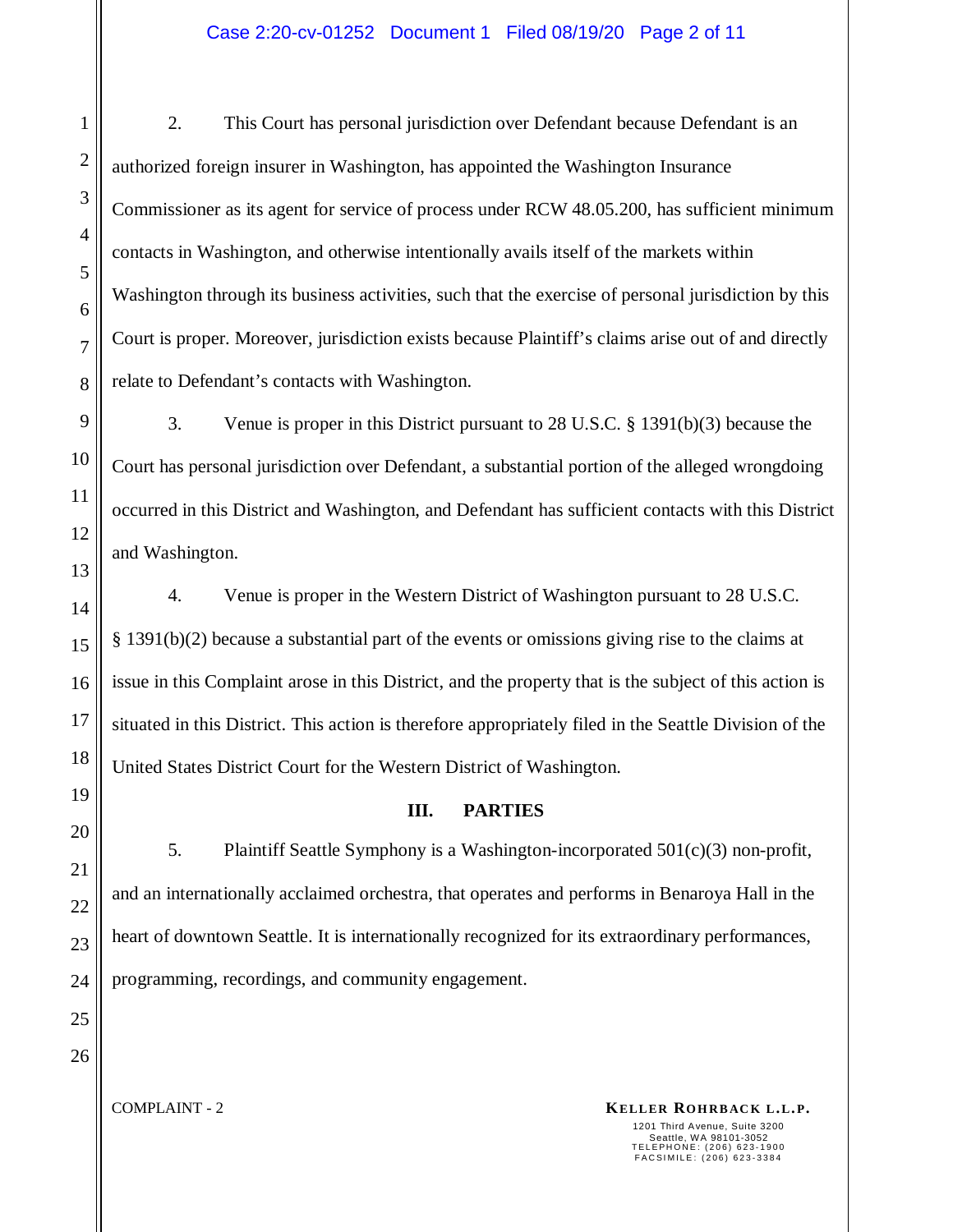2. This Court has personal jurisdiction over Defendant because Defendant is an authorized foreign insurer in Washington, has appointed the Washington Insurance Commissioner as its agent for service of process under RCW 48.05.200, has sufficient minimum contacts in Washington, and otherwise intentionally avails itself of the markets within Washington through its business activities, such that the exercise of personal jurisdiction by this Court is proper. Moreover, jurisdiction exists because Plaintiff's claims arise out of and directly relate to Defendant's contacts with Washington.

3. Venue is proper in this District pursuant to 28 U.S.C. § 1391(b)(3) because the Court has personal jurisdiction over Defendant, a substantial portion of the alleged wrongdoing occurred in this District and Washington, and Defendant has sufficient contacts with this District and Washington.

4. Venue is proper in the Western District of Washington pursuant to 28 U.S.C. § 1391(b)(2) because a substantial part of the events or omissions giving rise to the claims at issue in this Complaint arose in this District, and the property that is the subject of this action is situated in this District. This action is therefore appropriately filed in the Seattle Division of the United States District Court for the Western District of Washington.

## III. PARTIES

5. Plaintiff Seattle Symphony is a Washington-incorporated 501(c)(3) non-profit, and an internationally acclaimed orchestra, that operates and performs in Benaroya Hall in the heart of downtown Seattle. It is internationally recognized for its extraordinary performances, programming, recordings, and community engagement.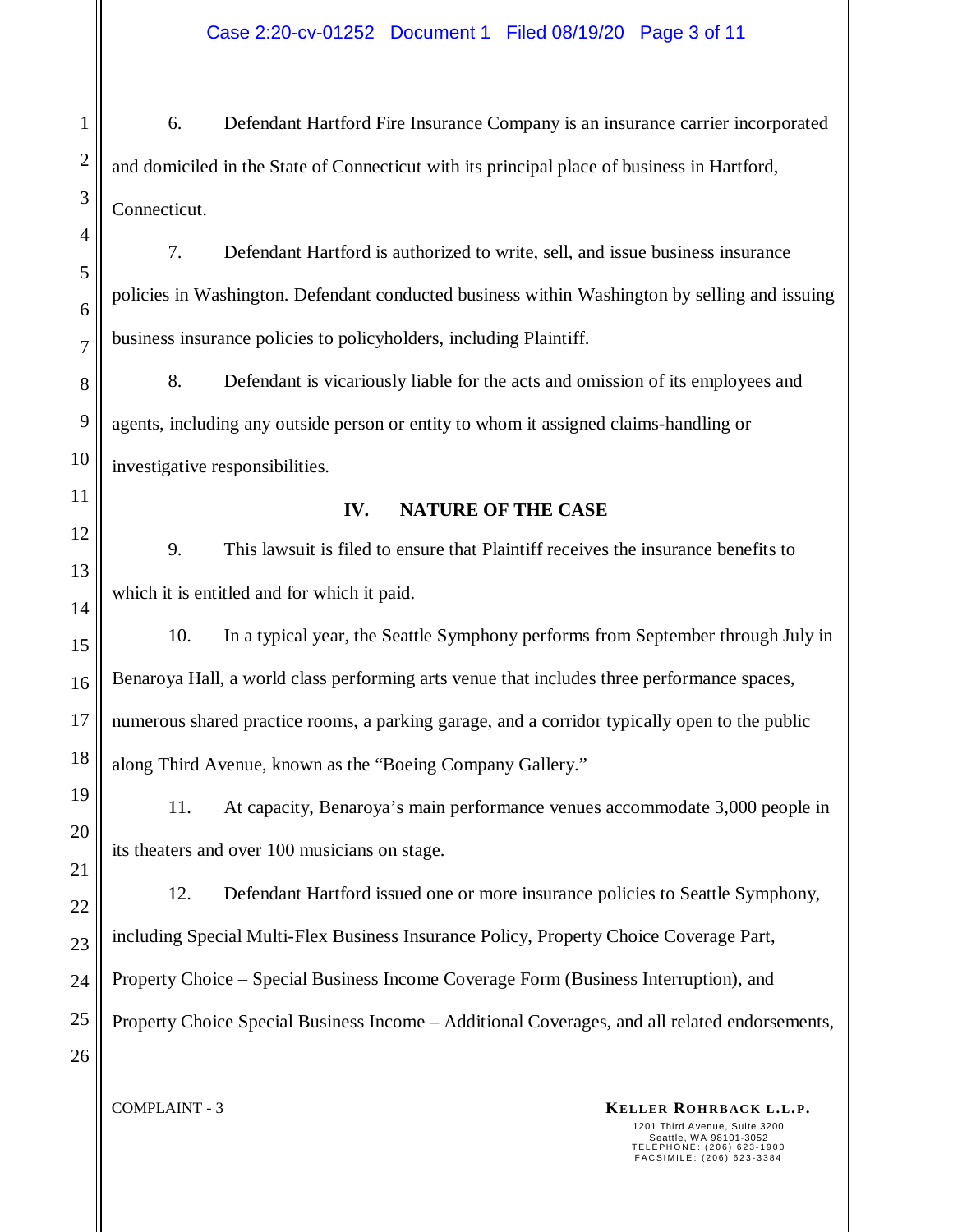6. Defendant Hartford Fire Insurance Company is an insurance carrier incorporated and domiciled in the State of Connecticut with its principal place of business in Hartford, Connecticut.

7. Defendant Hartford is authorized to write, sell, and issue business insurance policies in Washington. Defendant conducted business within Washington by selling and issuing business insurance policies to policyholders, including Plaintiff.

8. Defendant is vicariously liable for the acts and omission of its employees and agents, including any outside person or entity to whom it assigned claims-handling or investigative responsibilities.

## IV. NATURE OF THE CASE

9. This lawsuit is filed to ensure that Plaintiff receives the insurance benefits to which it is entitled and for which it paid.

10. In a typical year, the Seattle Symphony performs from September through July in Benaroya Hall, a world class performing arts venue that includes three performance spaces, numerous shared practice rooms, a parking garage, and a corridor typically open to the public along Third Avenue, known as the "Boeing Company Gallery."

11. At capacity, Benaroya's main performance venues accommodate 3,000 people in its theaters and over 100 musicians on stage.

12. Defendant Hartford issued one or more insurance policies to Seattle Symphony, including Special Multi-Flex Business Insurance Policy, Property Choice Coverage Part, Property Choice – Special Business Income Coverage Form (Business Interruption), and Property Choice Special Business Income – Additional Coverages, and all related endorsements,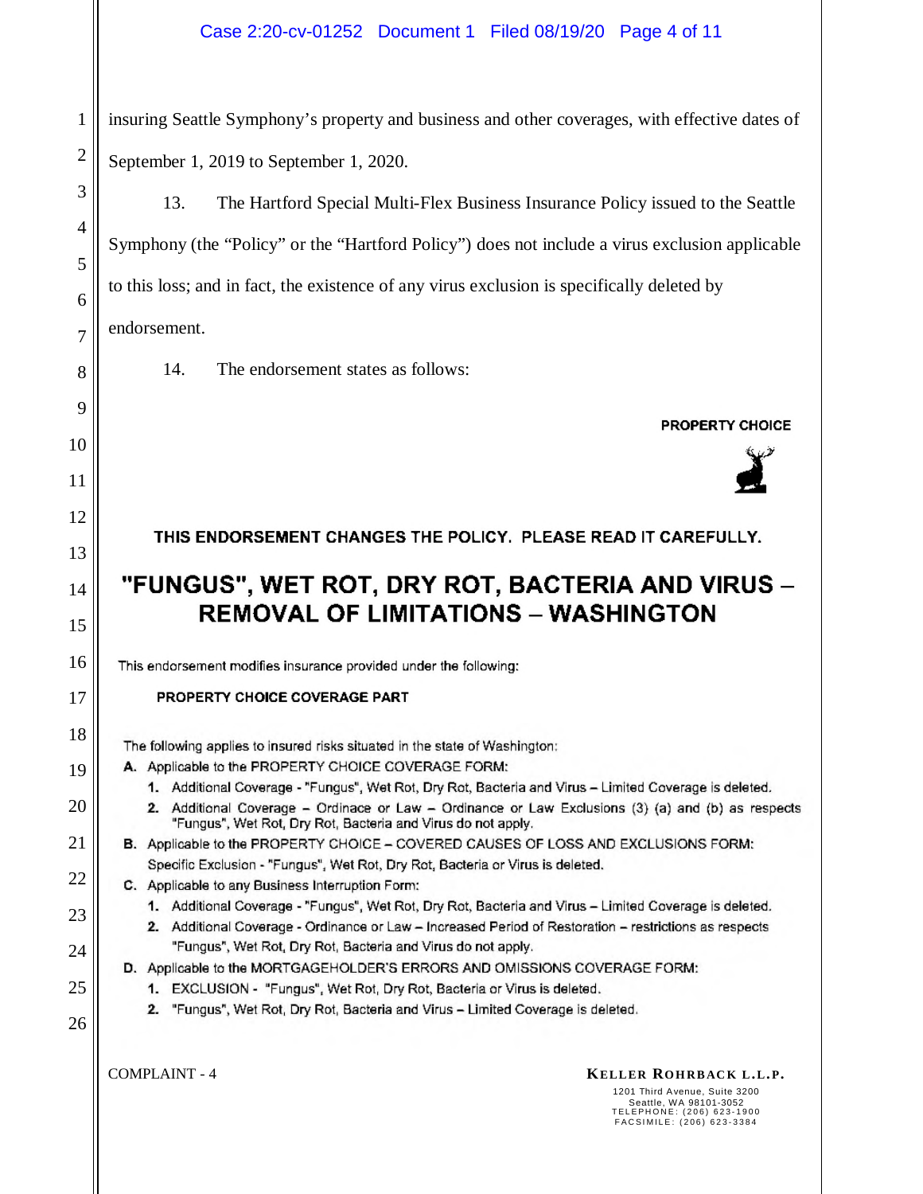insuring Seattle Symphony's property and business and other coverages, with effective dates of September 1, 2019 to September 1, 2020.

13. The Hartford Special Multi-Flex Business Insurance Policy issued to the Seattle Symphony (the "Policy" or the "Hartford Policy") does not include a virus exclusion applicable to this loss; and in fact, the existence of any virus exclusion is specifically deleted by endorsement.

14. The endorsement states as follows:

**PROPERTY CHOICE**

**THIS ENDORSEMENT CHANGES THE POLICY. PLEASE READ IT CAREFULLY.**

## "FUNGUS", WET ROT, DRY ROT, BACTERIA AND VIRUS – REMOVAL OF LIMITATIONS – WASHINGTON

This endorsement modifies insurance provided under the following:

**PROPERTY CHOICE COVERAGE PART**

The following applies to insured risks situated in the state of Washington:

**A.** Applicable to the PROPERTY CHOICE COVERAGE FORM:

1. Additional Coverage - "Fungus", Wet Rot, Dry Rot, Bacteria and Virus – Limited Coverage is deleted.
2. Additional Coverage – Ordinace or Law – Ordinance or Law Exclusions (3) (a) and (b) as respects "Fungus", Wet Rot, Dry Rot, Bacteria and Virus do not apply.

**B.** Applicable to the PROPERTY CHOICE – COVERED CAUSES OF LOSS AND EXCLUSIONS FORM:

Specific Exclusion - "Fungus", Wet Rot, Dry Rot, Bacteria or Virus is deleted.

**C.** Applicable to any Business Interruption Form:

1. Additional Coverage - "Fungus", Wet Rot, Dry Rot, Bacteria and Virus – Limited Coverage is deleted.
2. Additional Coverage - Ordinance or Law – Increased Period of Restoration – restrictions as respects "Fungus", Wet Rot, Dry Rot, Bacteria and Virus do not apply.

**D.** Applicable to the MORTGAGEHOLDER'S ERRORS AND OMISSIONS COVERAGE FORM:

1. EXCLUSION - "Fungus", Wet Rot, Dry Rot, Bacteria or Virus is deleted.
2. "Fungus", Wet Rot, Dry Rot, Bacteria and Virus – Limited Coverage is deleted.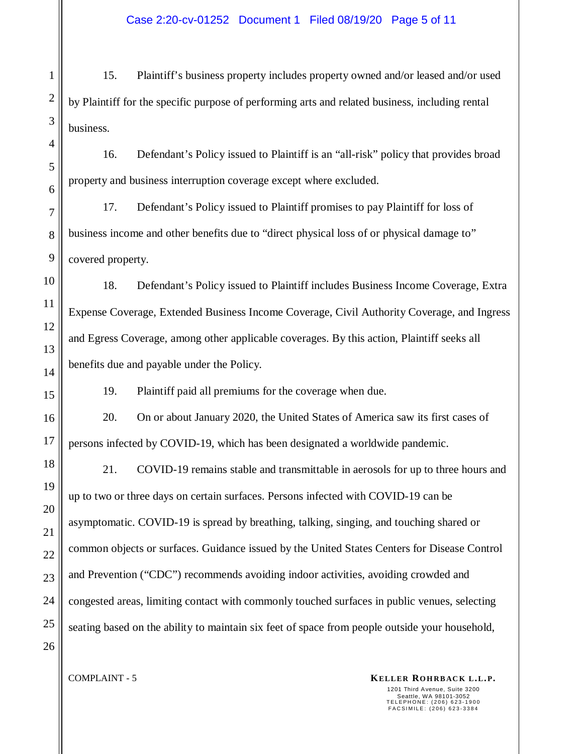15. Plaintiff's business property includes property owned and/or leased and/or used by Plaintiff for the specific purpose of performing arts and related business, including rental business.

16. Defendant's Policy issued to Plaintiff is an "all-risk" policy that provides broad property and business interruption coverage except where excluded.

17. Defendant's Policy issued to Plaintiff promises to pay Plaintiff for loss of business income and other benefits due to "direct physical loss of or physical damage to" covered property.

18. Defendant's Policy issued to Plaintiff includes Business Income Coverage, Extra Expense Coverage, Extended Business Income Coverage, Civil Authority Coverage, and Ingress and Egress Coverage, among other applicable coverages. By this action, Plaintiff seeks all benefits due and payable under the Policy.

19. Plaintiff paid all premiums for the coverage when due.

20. On or about January 2020, the United States of America saw its first cases of persons infected by COVID-19, which has been designated a worldwide pandemic.

21. COVID-19 remains stable and transmittable in aerosols for up to three hours and up to two or three days on certain surfaces. Persons infected with COVID-19 can be asymptomatic. COVID-19 is spread by breathing, talking, singing, and touching shared or common objects or surfaces. Guidance issued by the United States Centers for Disease Control and Prevention ("CDC") recommends avoiding indoor activities, avoiding crowded and congested areas, limiting contact with commonly touched surfaces in public venues, selecting seating based on the ability to maintain six feet of space from people outside your household,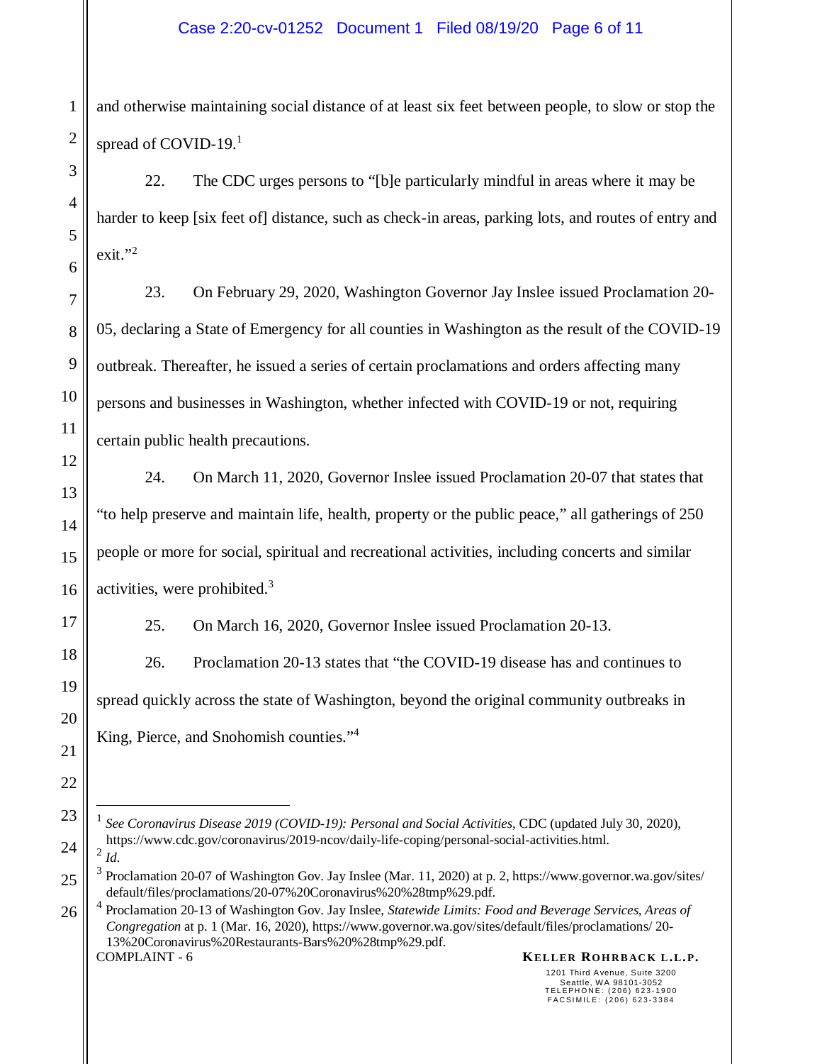and otherwise maintaining social distance of at least six feet between people, to slow or stop the spread of COVID-19.[1]

22. The CDC urges persons to "[b]e particularly mindful in areas where it may be harder to keep [six feet of] distance, such as check-in areas, parking lots, and routes of entry and exit."[2]

23. On February 29, 2020, Washington Governor Jay Inslee issued Proclamation 20-05, declaring a State of Emergency for all counties in Washington as the result of the COVID-19 outbreak. Thereafter, he issued a series of certain proclamations and orders affecting many persons and businesses in Washington, whether infected with COVID-19 or not, requiring certain public health precautions.

24. On March 11, 2020, Governor Inslee issued Proclamation 20-07 that states that "to help preserve and maintain life, health, property or the public peace," all gatherings of 250 people or more for social, spiritual and recreational activities, including concerts and similar activities, were prohibited.[3]

25. On March 16, 2020, Governor Inslee issued Proclamation 20-13.

26. Proclamation 20-13 states that "the COVID-19 disease has and continues to spread quickly across the state of Washington, beyond the original community outbreaks in King, Pierce, and Snohomish counties."[4]

---

[1] *See Coronavirus Disease 2019 (COVID-19): Personal and Social Activities*, CDC (updated July 30, 2020), https://www.cdc.gov/coronavirus/2019-ncov/daily-life-coping/personal-social-activities.html.

[2] *Id.*

[3] Proclamation 20-07 of Washington Gov. Jay Inslee (Mar. 11, 2020) at p. 2, https://www.governor.wa.gov/sites/default/files/proclamations/20-07%20Coronavirus%20%28tmp%29.pdf.

[4] Proclamation 20-13 of Washington Gov. Jay Inslee, *Statewide Limits: Food and Beverage Services, Areas of Congregation* at p. 1 (Mar. 16, 2020), https://www.governor.wa.gov/sites/default/files/proclamations/ 20-13%20Coronavirus%20Restaurants-Bars%20%28tmp%29.pdf.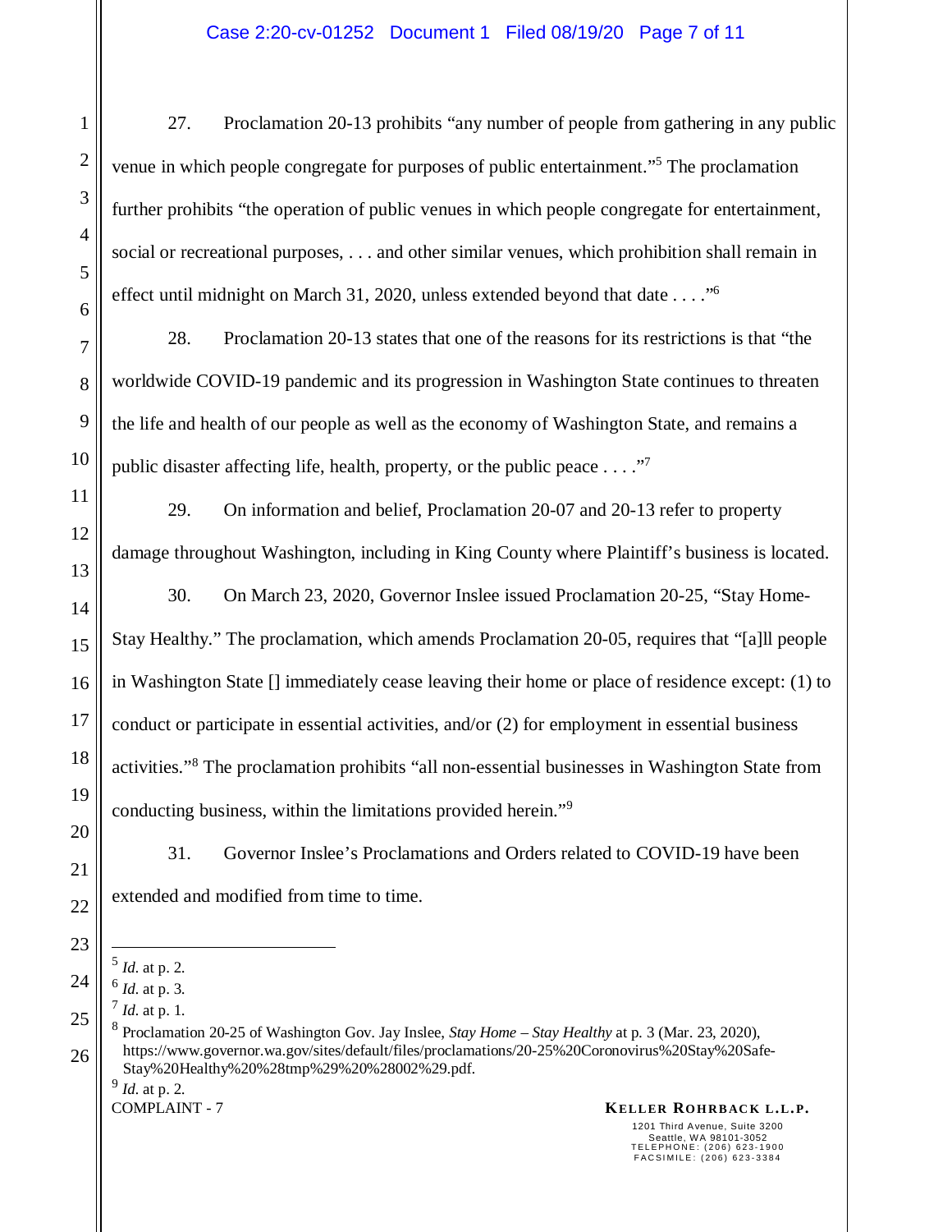27. Proclamation 20-13 prohibits "any number of people from gathering in any public venue in which people congregate for purposes of public entertainment."[5] The proclamation further prohibits "the operation of public venues in which people congregate for entertainment, social or recreational purposes, . . . and other similar venues, which prohibition shall remain in effect until midnight on March 31, 2020, unless extended beyond that date . . . ."[6]

28. Proclamation 20-13 states that one of the reasons for its restrictions is that "the worldwide COVID-19 pandemic and its progression in Washington State continues to threaten the life and health of our people as well as the economy of Washington State, and remains a public disaster affecting life, health, property, or the public peace . . . ."[7]

29. On information and belief, Proclamation 20-07 and 20-13 refer to property damage throughout Washington, including in King County where Plaintiff's business is located.

30. On March 23, 2020, Governor Inslee issued Proclamation 20-25, "Stay Home-Stay Healthy." The proclamation, which amends Proclamation 20-05, requires that "[a]ll people in Washington State [] immediately cease leaving their home or place of residence except: (1) to conduct or participate in essential activities, and/or (2) for employment in essential business activities."[8] The proclamation prohibits "all non-essential businesses in Washington State from conducting business, within the limitations provided herein."[9]

31. Governor Inslee's Proclamations and Orders related to COVID-19 have been extended and modified from time to time.

---

[5] *Id.* at p. 2.

[6] *Id.* at p. 3.

[7] *Id.* at p. 1.

[8] Proclamation 20-25 of Washington Gov. Jay Inslee, *Stay Home – Stay Healthy* at p. 3 (Mar. 23, 2020), https://www.governor.wa.gov/sites/default/files/proclamations/20-25%20Coronovirus%20Stay%20Safe-Stay%20Healthy%20%28tmp%29%20%28002%29.pdf.

[9] *Id.* at p. 2.

COMPLAINT - 7

**KELLER ROHRBACK L.L.P.**
1201 Third Avenue, Suite 3200
Seattle, WA 98101-3052
TELEPHONE: (206) 623-1900
FACSIMILE: (206) 623-3384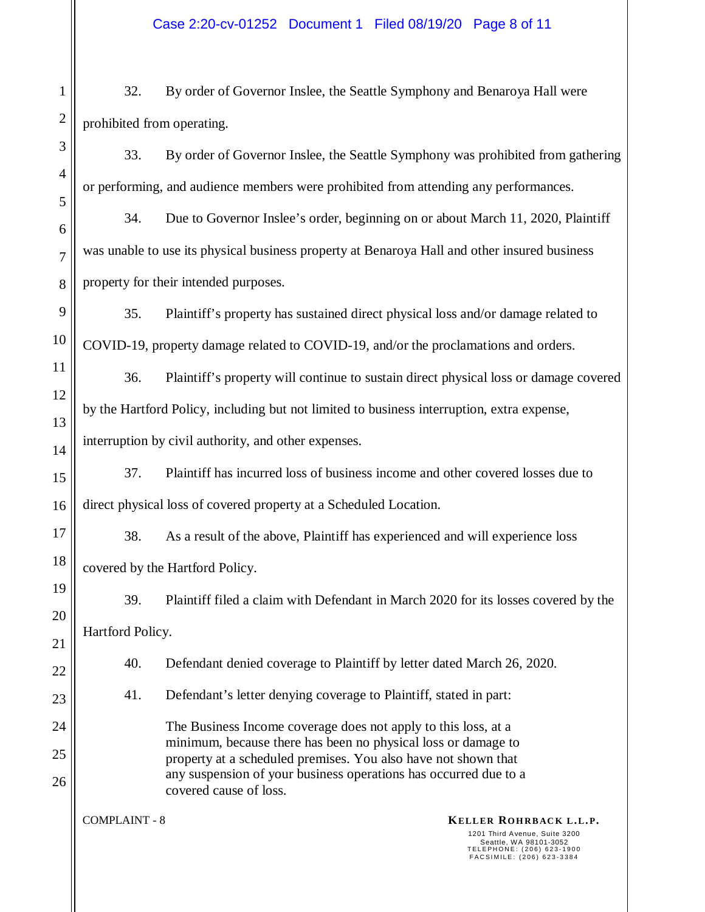32. By order of Governor Inslee, the Seattle Symphony and Benaroya Hall were prohibited from operating.

33. By order of Governor Inslee, the Seattle Symphony was prohibited from gathering or performing, and audience members were prohibited from attending any performances.

34. Due to Governor Inslee's order, beginning on or about March 11, 2020, Plaintiff was unable to use its physical business property at Benaroya Hall and other insured business property for their intended purposes.

35. Plaintiff's property has sustained direct physical loss and/or damage related to COVID-19, property damage related to COVID-19, and/or the proclamations and orders.

36. Plaintiff's property will continue to sustain direct physical loss or damage covered by the Hartford Policy, including but not limited to business interruption, extra expense, interruption by civil authority, and other expenses.

37. Plaintiff has incurred loss of business income and other covered losses due to direct physical loss of covered property at a Scheduled Location.

38. As a result of the above, Plaintiff has experienced and will experience loss covered by the Hartford Policy.

39. Plaintiff filed a claim with Defendant in March 2020 for its losses covered by the Hartford Policy.

40. Defendant denied coverage to Plaintiff by letter dated March 26, 2020.

41. Defendant's letter denying coverage to Plaintiff, stated in part:

> The Business Income coverage does not apply to this loss, at a minimum, because there has been no physical loss or damage to property at a scheduled premises. You also have not shown that any suspension of your business operations has occurred due to a covered cause of loss.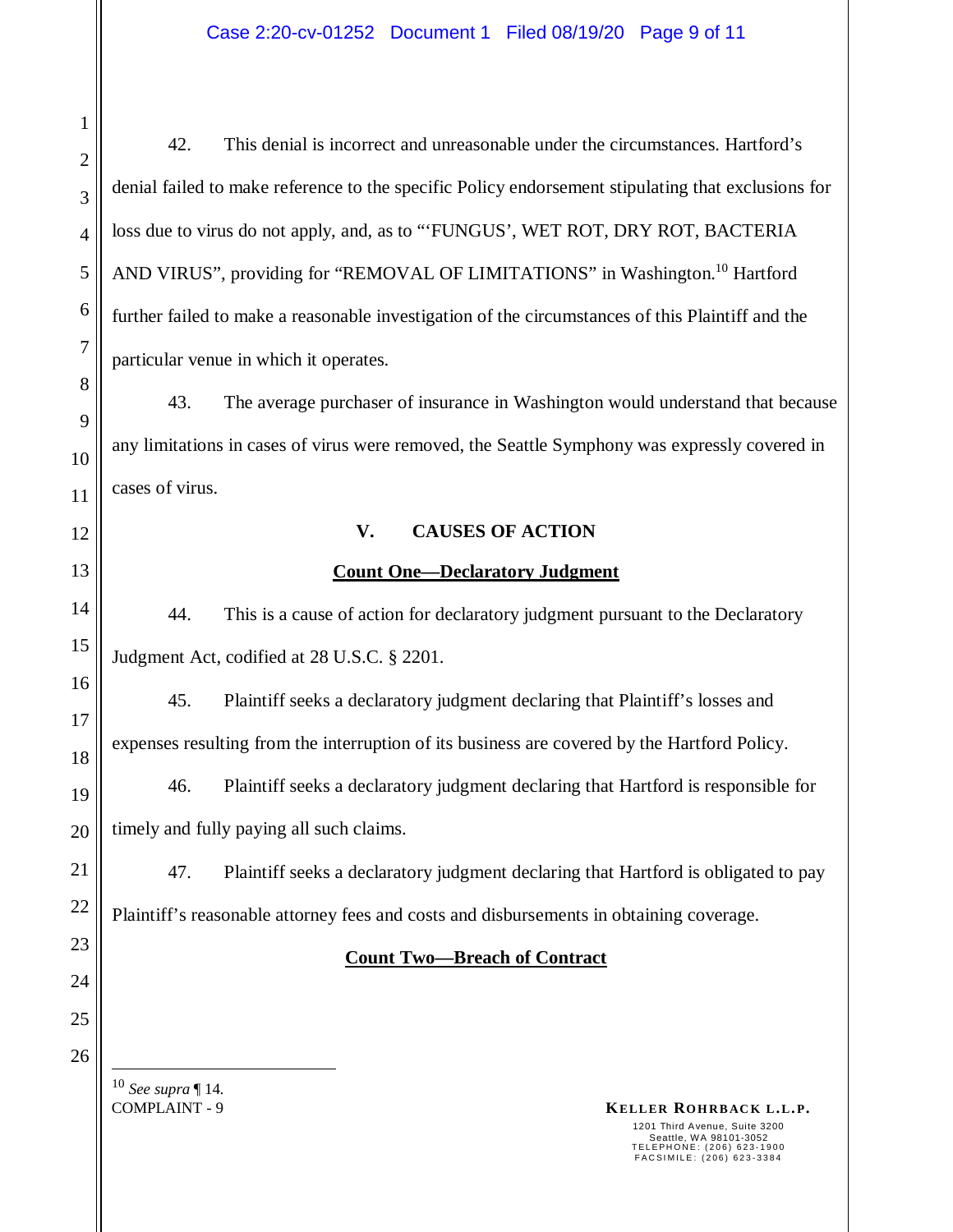42. This denial is incorrect and unreasonable under the circumstances. Hartford's denial failed to make reference to the specific Policy endorsement stipulating that exclusions for loss due to virus do not apply, and, as to "'FUNGUS', WET ROT, DRY ROT, BACTERIA AND VIRUS", providing for "REMOVAL OF LIMITATIONS" in Washington.[10] Hartford further failed to make a reasonable investigation of the circumstances of this Plaintiff and the particular venue in which it operates.

43. The average purchaser of insurance in Washington would understand that because any limitations in cases of virus were removed, the Seattle Symphony was expressly covered in cases of virus.

## V. CAUSES OF ACTION

### Count One—Declaratory Judgment

44. This is a cause of action for declaratory judgment pursuant to the Declaratory Judgment Act, codified at 28 U.S.C. § 2201.

45. Plaintiff seeks a declaratory judgment declaring that Plaintiff's losses and expenses resulting from the interruption of its business are covered by the Hartford Policy.

46. Plaintiff seeks a declaratory judgment declaring that Hartford is responsible for timely and fully paying all such claims.

47. Plaintiff seeks a declaratory judgment declaring that Hartford is obligated to pay Plaintiff's reasonable attorney fees and costs and disbursements in obtaining coverage.

### Count Two—Breach of Contract

---

[10] *See supra* ¶ 14.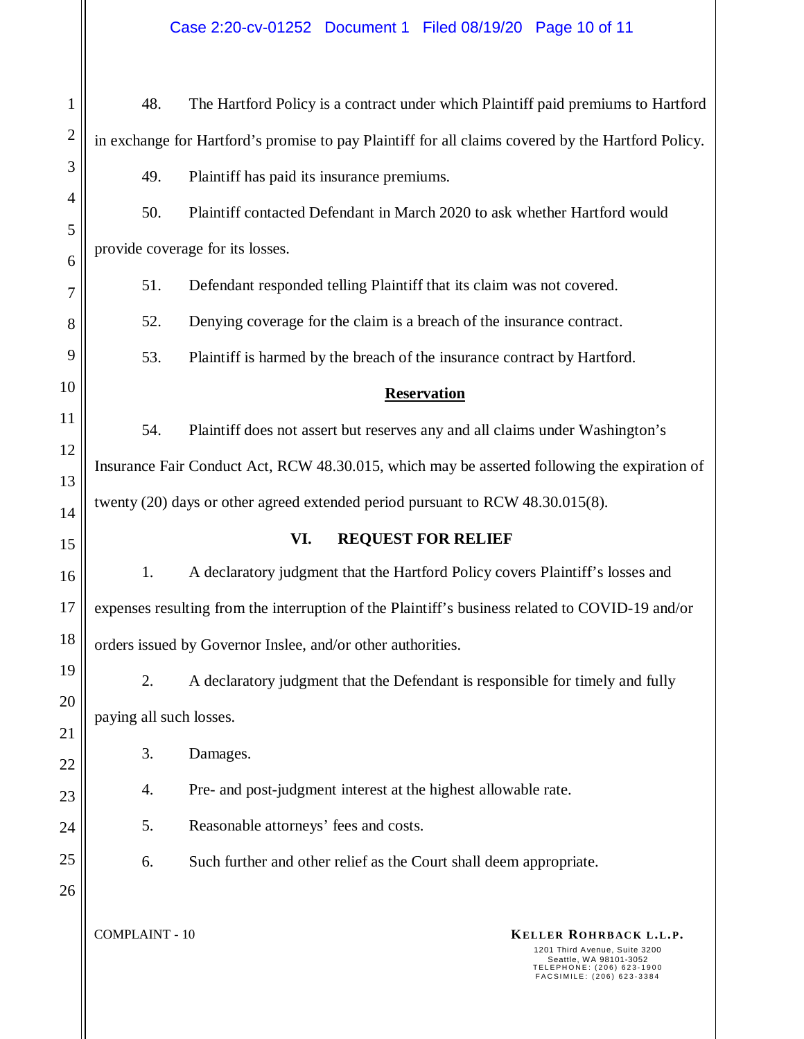48. The Hartford Policy is a contract under which Plaintiff paid premiums to Hartford in exchange for Hartford's promise to pay Plaintiff for all claims covered by the Hartford Policy.

49. Plaintiff has paid its insurance premiums.

50. Plaintiff contacted Defendant in March 2020 to ask whether Hartford would provide coverage for its losses.

51. Defendant responded telling Plaintiff that its claim was not covered.

52. Denying coverage for the claim is a breach of the insurance contract.

53. Plaintiff is harmed by the breach of the insurance contract by Hartford.

**Reservation**

54. Plaintiff does not assert but reserves any and all claims under Washington's Insurance Fair Conduct Act, RCW 48.30.015, which may be asserted following the expiration of twenty (20) days or other agreed extended period pursuant to RCW 48.30.015(8).

## VI. REQUEST FOR RELIEF

1. A declaratory judgment that the Hartford Policy covers Plaintiff's losses and expenses resulting from the interruption of the Plaintiff's business related to COVID-19 and/or orders issued by Governor Inslee, and/or other authorities.

2. A declaratory judgment that the Defendant is responsible for timely and fully paying all such losses.

3. Damages.

4. Pre- and post-judgment interest at the highest allowable rate.

5. Reasonable attorneys' fees and costs.

6. Such further and other relief as the Court shall deem appropriate.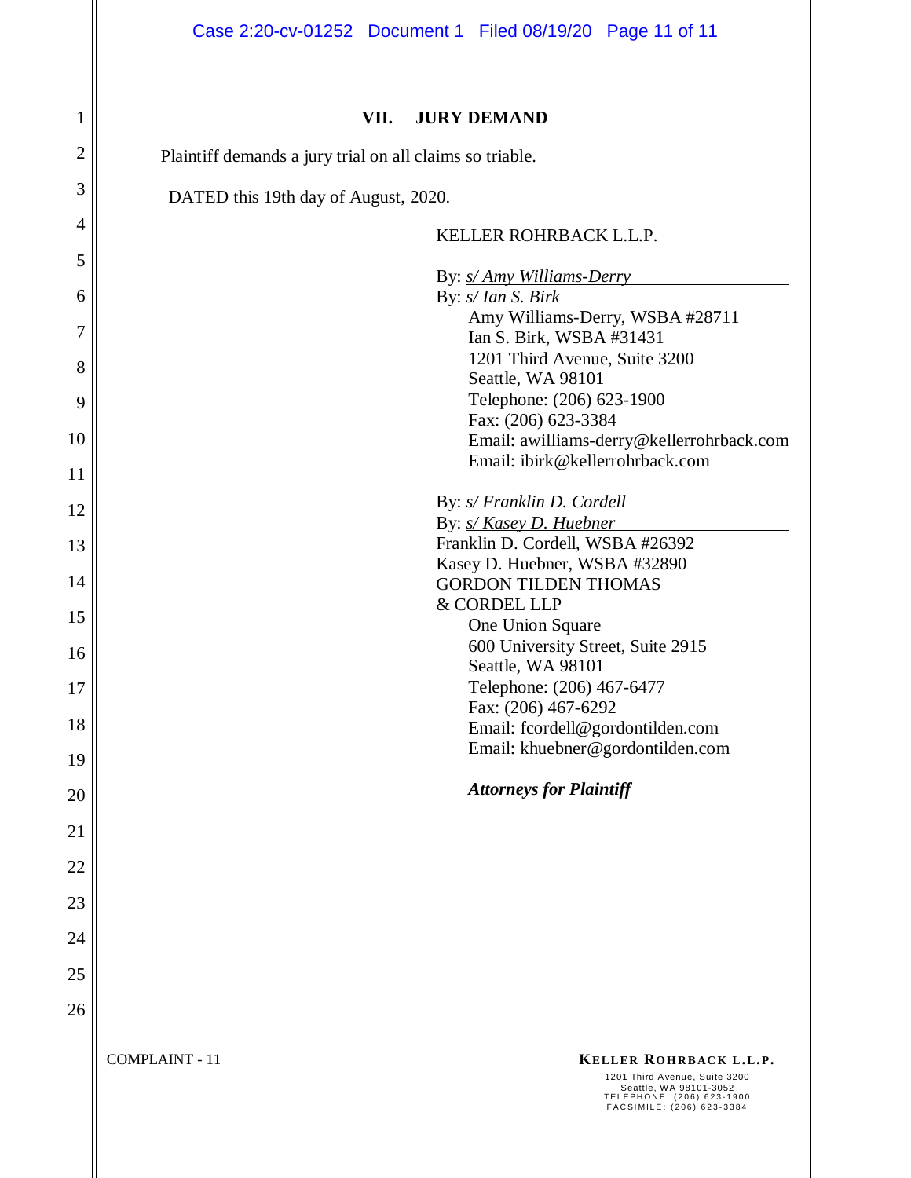## VII. JURY DEMAND

Plaintiff demands a jury trial on all claims so triable.

DATED this 19th day of August, 2020.

KELLER ROHRBACK L.L.P.

By: *s/ Amy Williams-Derry*
By: *s/ Ian S. Birk*
Amy Williams-Derry, WSBA #28711
Ian S. Birk, WSBA #31431
1201 Third Avenue, Suite 3200
Seattle, WA 98101
Telephone: (206) 623-1900
Fax: (206) 623-3384
Email: awilliams-derry@kellerrohrback.com
Email: ibirk@kellerrohrback.com

By: *s/ Franklin D. Cordell*
By: *s/ Kasey D. Huebner*
Franklin D. Cordell, WSBA #26392
Kasey D. Huebner, WSBA #32890
GORDON TILDEN THOMAS & CORDEL LLP
One Union Square
600 University Street, Suite 2915
Seattle, WA 98101
Telephone: (206) 467-6477
Fax: (206) 467-6292
Email: fcordell@gordontilden.com
Email: khuebner@gordontilden.com

***Attorneys for Plaintiff***